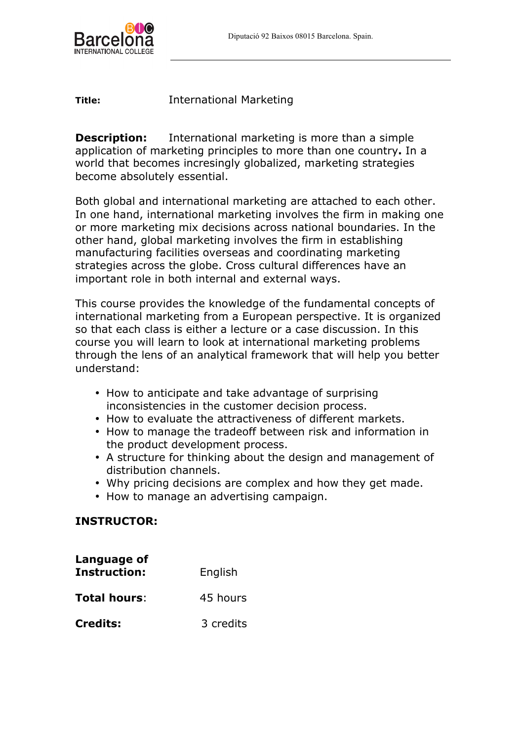**Title:** International Marketing

**Description:** International marketing is more than a simple application of marketing principles to more than one country**.** In a world that becomes incresingly globalized, marketing strategies become absolutely essential.

Both global and international marketing are attached to each other. In one hand, international marketing involves the firm in making one or more marketing mix decisions across national boundaries. In the other hand, global marketing involves the firm in establishing manufacturing facilities overseas and coordinating marketing strategies across the globe. Cross cultural differences have an important role in both internal and external ways.

This course provides the knowledge of the fundamental concepts of international marketing from a European perspective. It is organized so that each class is either a lecture or a case discussion. In this course you will learn to look at international marketing problems through the lens of an analytical framework that will help you better understand:

- How to anticipate and take advantage of surprising inconsistencies in the customer decision process.
- How to evaluate the attractiveness of different markets.
- How to manage the tradeoff between risk and information in the product development process.
- A structure for thinking about the design and management of distribution channels.
- Why pricing decisions are complex and how they get made.
- How to manage an advertising campaign.

**INSTRUCTOR:**

**Language of Instruction:** English

**Total hours**: 45 hours

**Credits:** 3 credits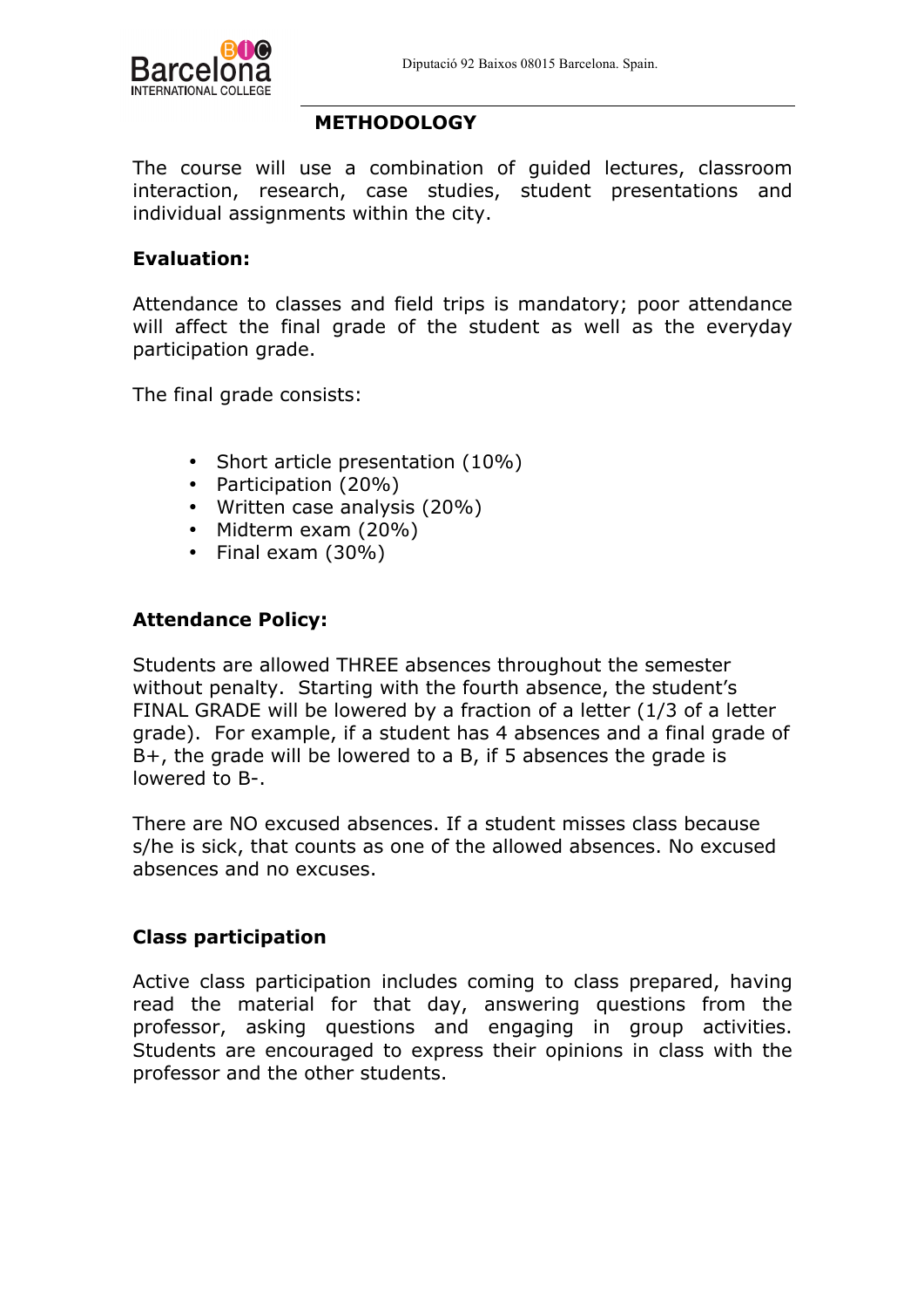## METHODOLOGY

The course will use a combination of guided lectures, classroom interaction, research, case studies, student presentations and individual assignments within the city.

### Evaluation:

Attendance to classes and field trips is mandatory; poor attendance will affect the final grade of the student as well as the everyday participation grade.

The final grade consists:

- Short article presentation (10%)
- Participation (20%)
- Written case analysis (20%)
- Midterm exam (20%)
- Final exam (30%)

### Attendance Policy:

Students are allowed THREE absences throughout the semester without penalty. Starting with the fourth absence, the student's FINAL GRADE will be lowered by a fraction of a letter (1/3 of a letter grade). For example, if a student has 4 absences and a final grade of B+, the grade will be lowered to a B, if 5 absences the grade is lowered to B-.

There are NO excused absences. If a student misses class because s/he is sick, that counts as one of the allowed absences. No excused absences and no excuses.

### Class participation

Active class participation includes coming to class prepared, having read the material for that day, answering questions from the professor, asking questions and engaging in group activities. Students are encouraged to express their opinions in class with the professor and the other students.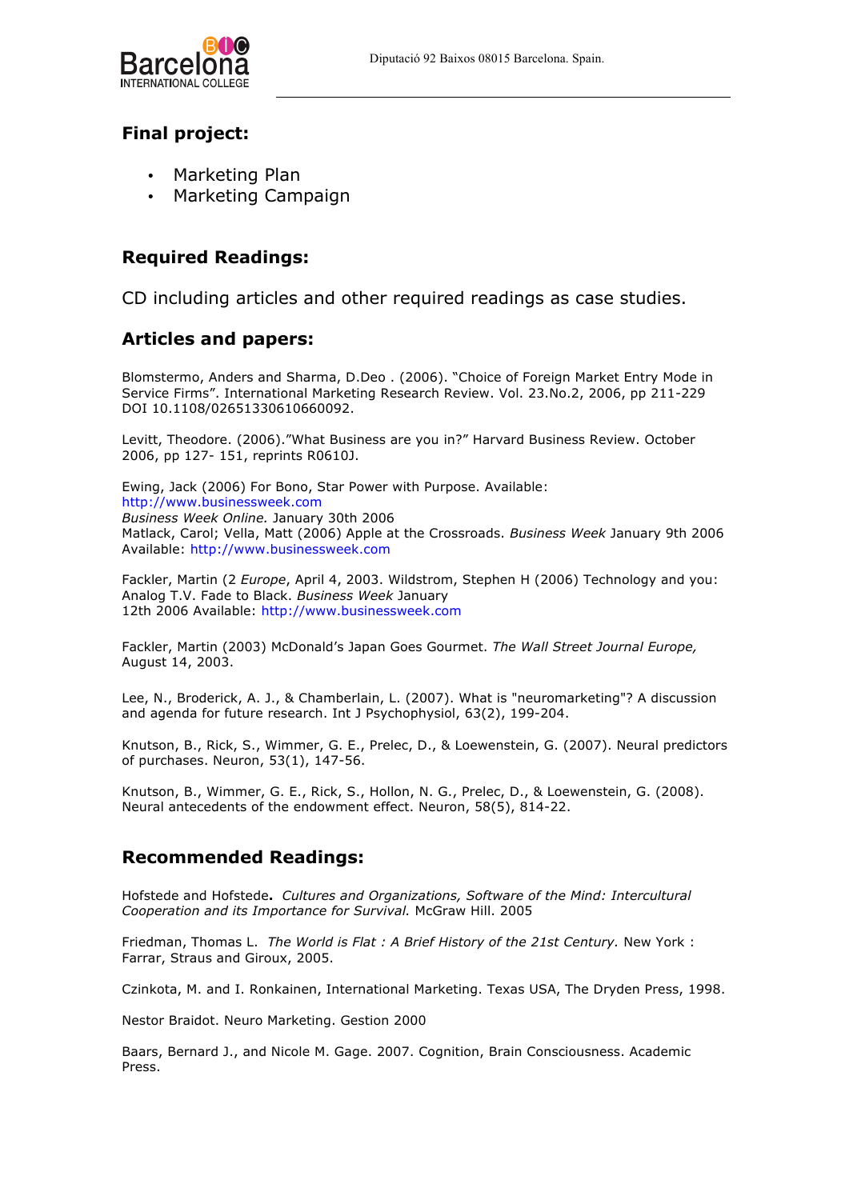## Final project:

- Marketing Plan
- Marketing Campaign

## Required Readings:

CD including articles and other required readings as case studies.

## Articles and papers:

Blomstermo, Anders and Sharma, D.Deo . (2006). "Choice of Foreign Market Entry Mode in Service Firms". International Marketing Research Review. Vol. 23.No.2, 2006, pp 211-229 DOI 10.1108/02651330610660092.

Levitt, Theodore. (2006)."What Business are you in?" Harvard Business Review. October 2006, pp 127- 151, reprints R0610J.

Ewing, Jack (2006) For Bono, Star Power with Purpose. Available: http://www.businessweek.com
*Business Week Online.* January 30th 2006
Matlack, Carol; Vella, Matt (2006) Apple at the Crossroads. *Business Week* January 9th 2006 Available: http://www.businessweek.com

Fackler, Martin (2 *Europe*, April 4, 2003. Wildstrom, Stephen H (2006) Technology and you: Analog T.V. Fade to Black. *Business Week* January 12th 2006 Available: http://www.businessweek.com

Fackler, Martin (2003) McDonald's Japan Goes Gourmet. *The Wall Street Journal Europe,* August 14, 2003.

Lee, N., Broderick, A. J., & Chamberlain, L. (2007). What is "neuromarketing"? A discussion and agenda for future research. Int J Psychophysiol, 63(2), 199-204.

Knutson, B., Rick, S., Wimmer, G. E., Prelec, D., & Loewenstein, G. (2007). Neural predictors of purchases. Neuron, 53(1), 147-56.

Knutson, B., Wimmer, G. E., Rick, S., Hollon, N. G., Prelec, D., & Loewenstein, G. (2008). Neural antecedents of the endowment effect. Neuron, 58(5), 814-22.

## Recommended Readings:

Hofstede and Hofstede**.** *Cultures and Organizations, Software of the Mind: Intercultural Cooperation and its Importance for Survival.* McGraw Hill. 2005

Friedman, Thomas L. *The World is Flat : A Brief History of the 21st Century.* New York : Farrar, Straus and Giroux, 2005.

Czinkota, M. and I. Ronkainen, International Marketing. Texas USA, The Dryden Press, 1998.

Nestor Braidot. Neuro Marketing. Gestion 2000

Baars, Bernard J., and Nicole M. Gage. 2007. Cognition, Brain Consciousness. Academic Press.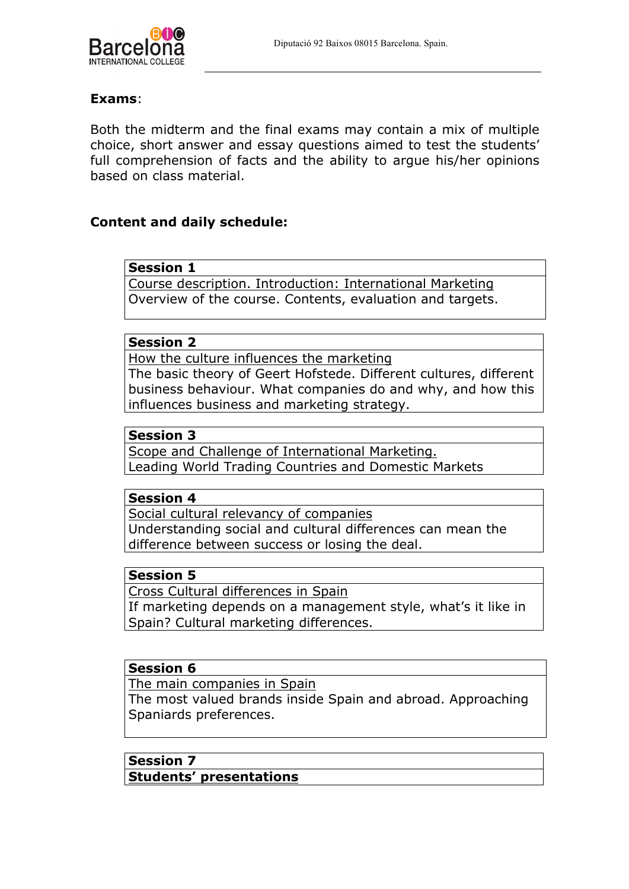**Exams**:

Both the midterm and the final exams may contain a mix of multiple choice, short answer and essay questions aimed to test the students' full comprehension of facts and the ability to argue his/her opinions based on class material.

**Content and daily schedule:**

| **Session 1** |
| --- |
| Course description. Introduction: International Marketing<br>Overview of the course. Contents, evaluation and targets. |

| **Session 2** |
| --- |
| How the culture influences the marketing<br>The basic theory of Geert Hofstede. Different cultures, different business behaviour. What companies do and why, and how this influences business and marketing strategy. |

| **Session 3** |
| --- |
| Scope and Challenge of International Marketing.<br>Leading World Trading Countries and Domestic Markets |

| **Session 4** |
| --- |
| Social cultural relevancy of companies<br>Understanding social and cultural differences can mean the difference between success or losing the deal. |

| **Session 5** |
| --- |
| Cross Cultural differences in Spain<br>If marketing depends on a management style, what's like in Spain? Cultural marketing differences. |

| **Session 6** |
| --- |
| The main companies in Spain<br>The most valued brands inside Spain and abroad. Approaching Spaniards preferences. |

| **Session 7** |
| --- |
| **Students' presentations** |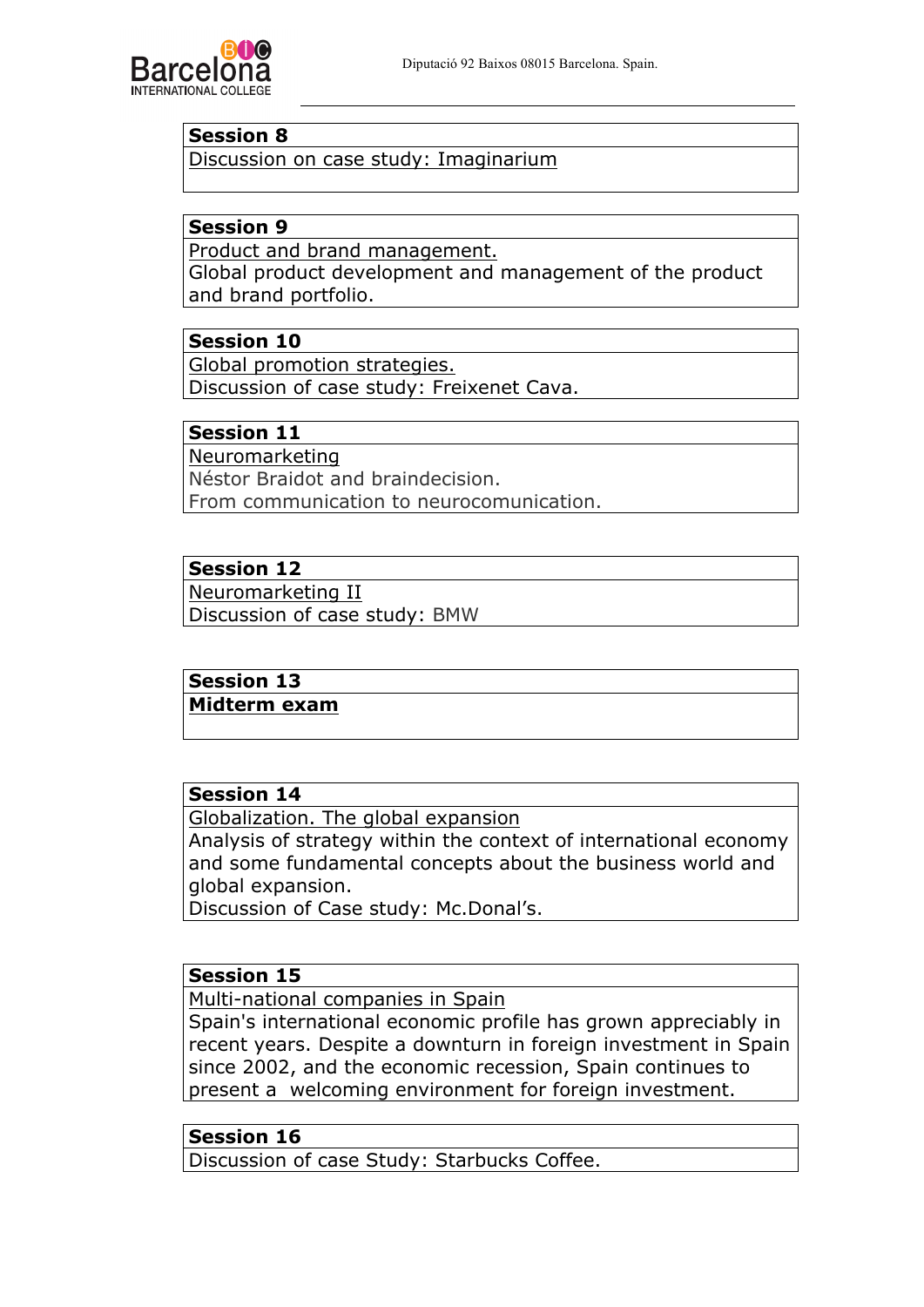**Session 8**

Discussion on case study: Imaginarium

**Session 9**

Product and brand management.

Global product development and management of the product and brand portfolio.

**Session 10**

Global promotion strategies.

Discussion of case study: Freixenet Cava.

**Session 11**

Neuromarketing

Néstor Braidot and braindecision.

From communication to neurocomunication.

**Session 12**

Neuromarketing II

Discussion of case study: BMW

**Session 13**

**Midterm exam**

**Session 14**

Globalization. The global expansion

Analysis of strategy within the context of international economy and some fundamental concepts about the business world and global expansion.

Discussion of Case study: Mc.Donal's.

**Session 15**

Multi-national companies in Spain

Spain's international economic profile has grown appreciably in recent years. Despite a downturn in foreign investment in Spain since 2002, and the economic recession, Spain continues to present a welcoming environment for foreign investment.

**Session 16**

Discussion of case Study: Starbucks Coffee.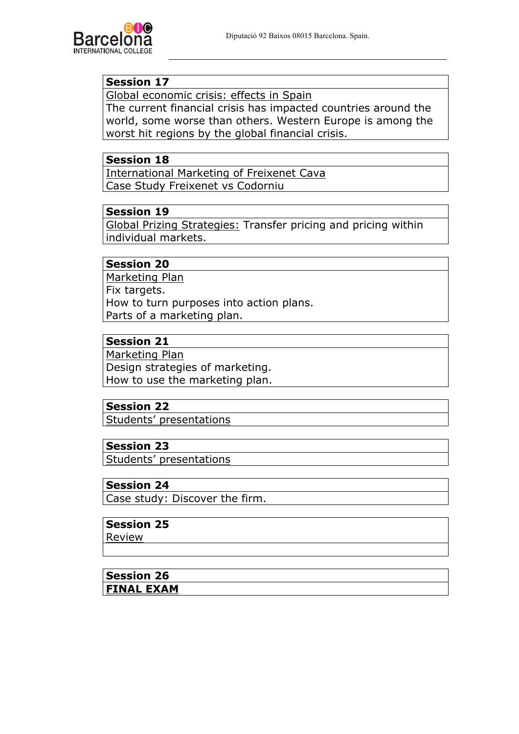**Session 17**

Global economic crisis: effects in Spain

The current financial crisis has impacted countries around the world, some worse than others. Western Europe is among the worst hit regions by the global financial crisis.

**Session 18**

International Marketing of Freixenet Cava

Case Study Freixenet vs Codorniu

**Session 19**

Global Prizing Strategies: Transfer pricing and pricing within individual markets.

**Session 20**

Marketing Plan

Fix targets.

How to turn purposes into action plans.

Parts of a marketing plan.

**Session 21**

Marketing Plan

Design strategies of marketing.

How to use the marketing plan.

**Session 22**

Students' presentations

**Session 23**

Students' presentations

**Session 24**

Case study: Discover the firm.

**Session 25**

Review

**Session 26**

**FINAL EXAM**